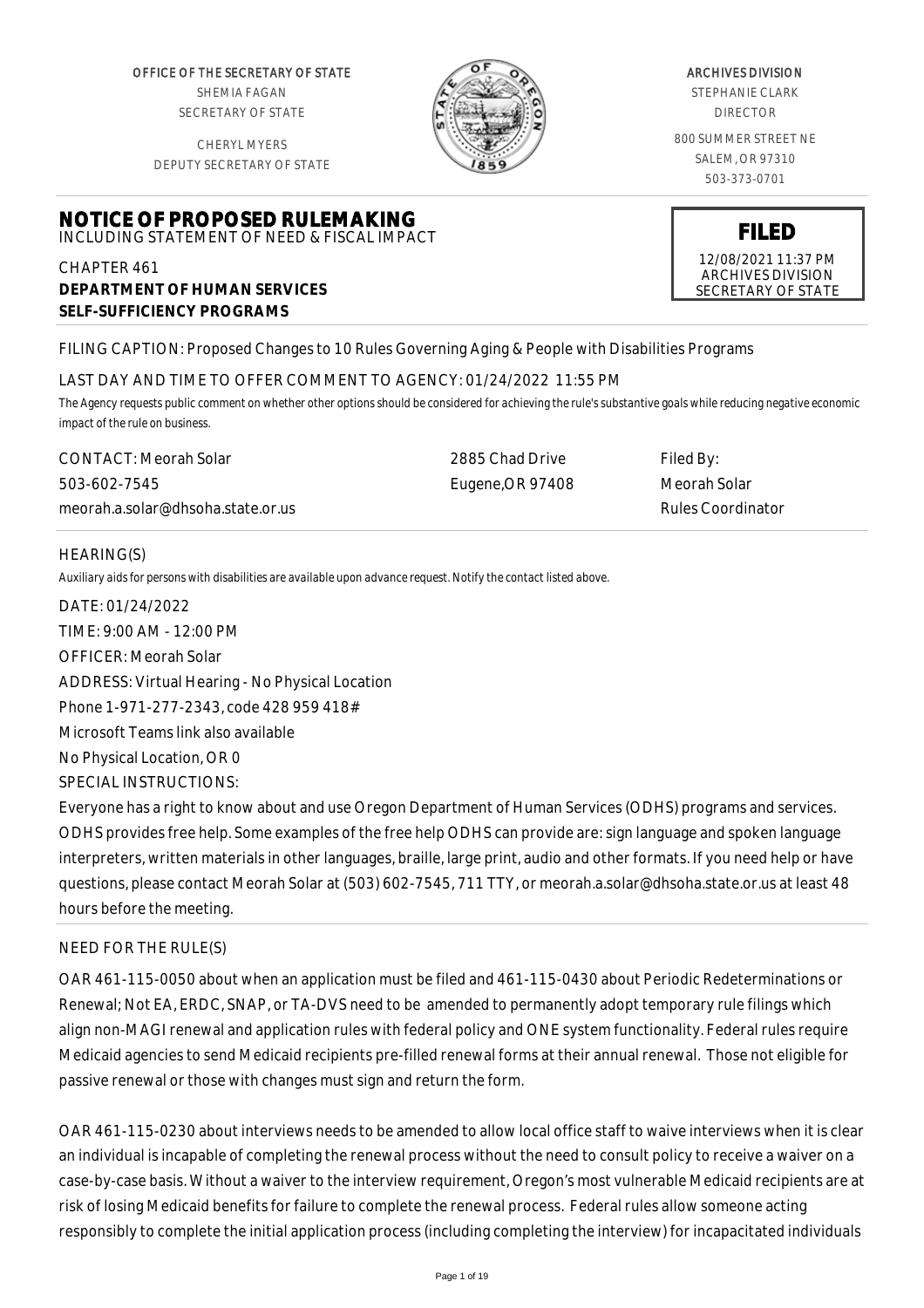OFFICE OF THE SECRETARY OF STATE
SHEMIA FAGAN
SECRETARY OF STATE

CHERYL MYERS
DEPUTY SECRETARY OF STATE

ARCHIVES DIVISION
STEPHANIE CLARK
DIRECTOR

800 SUMMER STREET NE
SALEM, OR 97310
503-373-0701

**FILED**
12/08/2021 11:37 PM
ARCHIVES DIVISION
SECRETARY OF STATE

# NOTICE OF PROPOSED RULEMAKING

INCLUDING STATEMENT OF NEED & FISCAL IMPACT

CHAPTER 461
**DEPARTMENT OF HUMAN SERVICES**
**SELF-SUFFICIENCY PROGRAMS**

FILING CAPTION: Proposed Changes to 10 Rules Governing Aging & People with Disabilities Programs

LAST DAY AND TIME TO OFFER COMMENT TO AGENCY: 01/24/2022 11:55 PM

*The Agency requests public comment on whether other options should be considered for achieving the rule's substantive goals while reducing negative economic impact of the rule on business.*

| CONTACT: Meorah Solar | 2885 Chad Drive | Filed By: |
|---|---|---|
| 503-602-7545 | Eugene,OR 97408 | Meorah Solar |
| meorah.a.solar@dhsoha.state.or.us | | Rules Coordinator |

HEARING(S)

*Auxiliary aids for persons with disabilities are available upon advance request. Notify the contact listed above.*

DATE: 01/24/2022
TIME: 9:00 AM - 12:00 PM
OFFICER: Meorah Solar
ADDRESS: Virtual Hearing - No Physical Location
Phone 1-971-277-2343, code 428 959 418#
Microsoft Teams link also available
No Physical Location, OR 0
SPECIAL INSTRUCTIONS:
Everyone has a right to know about and use Oregon Department of Human Services (ODHS) programs and services. ODHS provides free help. Some examples of the free help ODHS can provide are: sign language and spoken language interpreters, written materials in other languages, braille, large print, audio and other formats. If you need help or have questions, please contact Meorah Solar at (503) 602-7545, 711 TTY, or meorah.a.solar@dhsoha.state.or.us at least 48 hours before the meeting.

NEED FOR THE RULE(S)

OAR 461-115-0050 about when an application must be filed and 461-115-0430 about Periodic Redeterminations or Renewal; Not EA, ERDC, SNAP, or TA-DVS need to be amended to permanently adopt temporary rule filings which align non-MAGI renewal and application rules with federal policy and ONE system functionality. Federal rules require Medicaid agencies to send Medicaid recipients pre-filled renewal forms at their annual renewal. Those not eligible for passive renewal or those with changes must sign and return the form.

OAR 461-115-0230 about interviews needs to be amended to allow local office staff to waive interviews when it is clear an individual is incapable of completing the renewal process without the need to consult policy to receive a waiver on a case-by-case basis. Without a waiver to the interview requirement, Oregon's most vulnerable Medicaid recipients are at risk of losing Medicaid benefits for failure to complete the renewal process. Federal rules allow someone acting responsibly to complete the initial application process (including completing the interview) for incapacitated individuals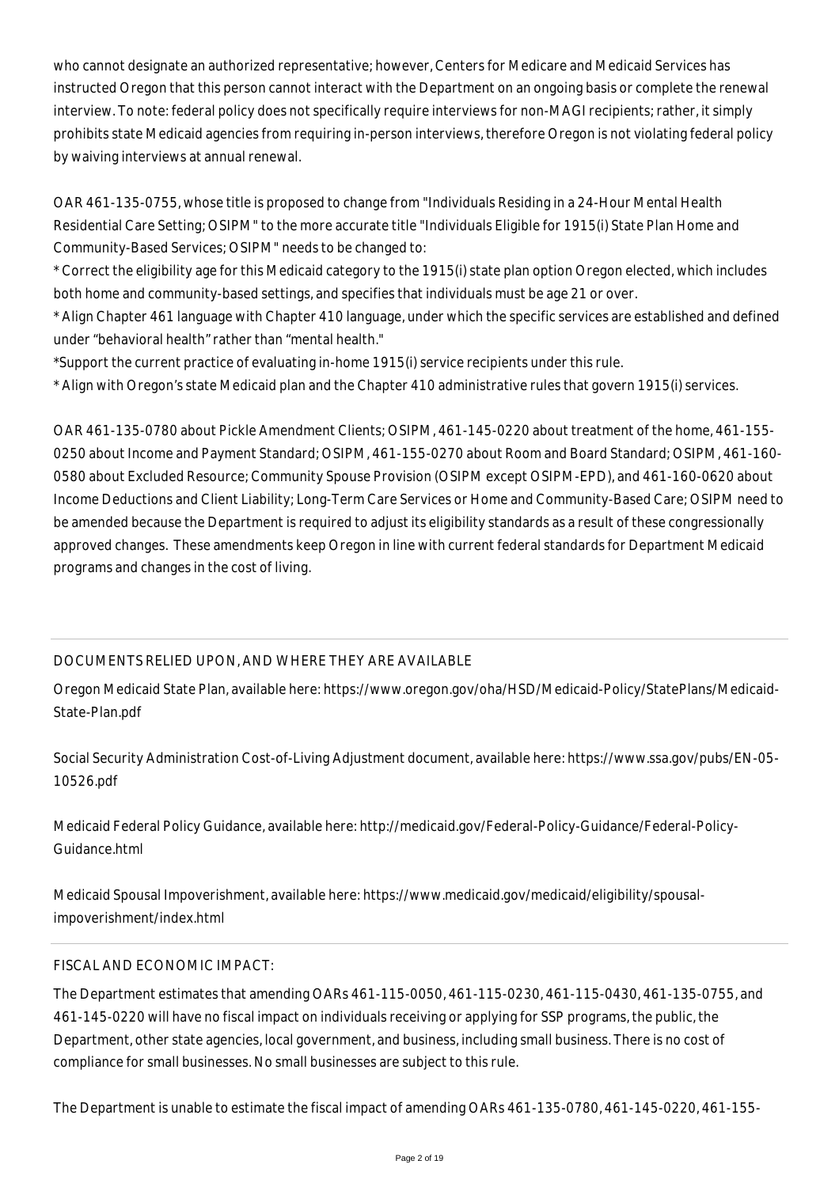who cannot designate an authorized representative; however, Centers for Medicare and Medicaid Services has instructed Oregon that this person cannot interact with the Department on an ongoing basis or complete the renewal interview. To note: federal policy does not specifically require interviews for non-MAGI recipients; rather, it simply prohibits state Medicaid agencies from requiring in-person interviews, therefore Oregon is not violating federal policy by waiving interviews at annual renewal.

OAR 461-135-0755, whose title is proposed to change from "Individuals Residing in a 24-Hour Mental Health Residential Care Setting; OSIPM" to the more accurate title "Individuals Eligible for 1915(i) State Plan Home and Community-Based Services; OSIPM" needs to be changed to:

* Correct the eligibility age for this Medicaid category to the 1915(i) state plan option Oregon elected, which includes both home and community-based settings, and specifies that individuals must be age 21 or over.
* Align Chapter 461 language with Chapter 410 language, under which the specific services are established and defined under "behavioral health" rather than "mental health."
* Support the current practice of evaluating in-home 1915(i) service recipients under this rule.
* Align with Oregon's state Medicaid plan and the Chapter 410 administrative rules that govern 1915(i) services.

OAR 461-135-0780 about Pickle Amendment Clients; OSIPM, 461-145-0220 about treatment of the home, 461-155-0250 about Income and Payment Standard; OSIPM, 461-155-0270 about Room and Board Standard; OSIPM, 461-160-0580 about Excluded Resource; Community Spouse Provision (OSIPM except OSIPM-EPD), and 461-160-0620 about Income Deductions and Client Liability; Long-Term Care Services or Home and Community-Based Care; OSIPM need to be amended because the Department is required to adjust its eligibility standards as a result of these congressionally approved changes. These amendments keep Oregon in line with current federal standards for Department Medicaid programs and changes in the cost of living.

## DOCUMENTS RELIED UPON, AND WHERE THEY ARE AVAILABLE

Oregon Medicaid State Plan, available here: https://www.oregon.gov/oha/HSD/Medicaid-Policy/StatePlans/Medicaid-State-Plan.pdf

Social Security Administration Cost-of-Living Adjustment document, available here: https://www.ssa.gov/pubs/EN-05-10526.pdf

Medicaid Federal Policy Guidance, available here: http://medicaid.gov/Federal-Policy-Guidance/Federal-Policy-Guidance.html

Medicaid Spousal Impoverishment, available here: https://www.medicaid.gov/medicaid/eligibility/spousal-impoverishment/index.html

## FISCAL AND ECONOMIC IMPACT:

The Department estimates that amending OARs 461-115-0050, 461-115-0230, 461-115-0430, 461-135-0755, and 461-145-0220 will have no fiscal impact on individuals receiving or applying for SSP programs, the public, the Department, other state agencies, local government, and business, including small business. There is no cost of compliance for small businesses. No small businesses are subject to this rule.

The Department is unable to estimate the fiscal impact of amending OARs 461-135-0780, 461-145-0220, 461-155-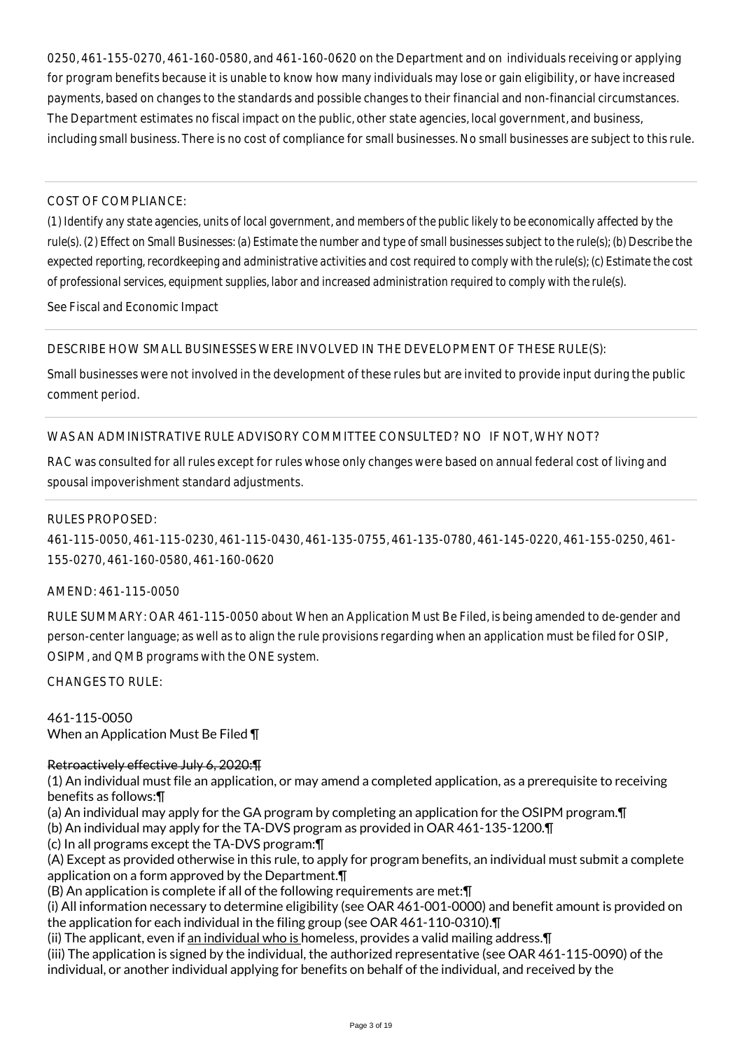0250, 461-155-0270, 461-160-0580, and 461-160-0620 on the Department and on individuals receiving or applying for program benefits because it is unable to know how many individuals may lose or gain eligibility, or have increased payments, based on changes to the standards and possible changes to their financial and non-financial circumstances. The Department estimates no fiscal impact on the public, other state agencies, local government, and business, including small business. There is no cost of compliance for small businesses. No small businesses are subject to this rule.

COST OF COMPLIANCE:

*(1) Identify any state agencies, units of local government, and members of the public likely to be economically affected by the rule(s). (2) Effect on Small Businesses: (a) Estimate the number and type of small businesses subject to the rule(s); (b) Describe the expected reporting, recordkeeping and administrative activities and cost required to comply with the rule(s); (c) Estimate the cost of professional services, equipment supplies, labor and increased administration required to comply with the rule(s).*

See Fiscal and Economic Impact

DESCRIBE HOW SMALL BUSINESSES WERE INVOLVED IN THE DEVELOPMENT OF THESE RULE(S):

Small businesses were not involved in the development of these rules but are invited to provide input during the public comment period.

WAS AN ADMINISTRATIVE RULE ADVISORY COMMITTEE CONSULTED? NO IF NOT, WHY NOT?

RAC was consulted for all rules except for rules whose only changes were based on annual federal cost of living and spousal impoverishment standard adjustments.

RULES PROPOSED:

461-115-0050, 461-115-0230, 461-115-0430, 461-135-0755, 461-135-0780, 461-145-0220, 461-155-0250, 461-155-0270, 461-160-0580, 461-160-0620

AMEND: 461-115-0050

RULE SUMMARY: OAR 461-115-0050 about When an Application Must Be Filed, is being amended to de-gender and person-center language; as well as to align the rule provisions regarding when an application must be filed for OSIP, OSIPM, and QMB programs with the ONE system.

CHANGES TO RULE:

461-115-0050
When an Application Must Be Filed ¶

~~Retroactively effective July 6, 2020:¶~~
(1) An individual must file an application, or may amend a completed application, as a prerequisite to receiving benefits as follows:¶
(a) An individual may apply for the GA program by completing an application for the OSIPM program.¶
(b) An individual may apply for the TA-DVS program as provided in OAR 461-135-1200.¶
(c) In all programs except the TA-DVS program:¶
(A) Except as provided otherwise in this rule, to apply for program benefits, an individual must submit a complete application on a form approved by the Department.¶
(B) An application is complete if all of the following requirements are met:¶
(i) All information necessary to determine eligibility (see OAR 461-001-0000) and benefit amount is provided on the application for each individual in the filing group (see OAR 461-110-0310).¶
(ii) The applicant, even if <u>an individual who is</u> homeless, provides a valid mailing address.¶
(iii) The application is signed by the individual, the authorized representative (see OAR 461-115-0090) of the individual, or another individual applying for benefits on behalf of the individual, and received by the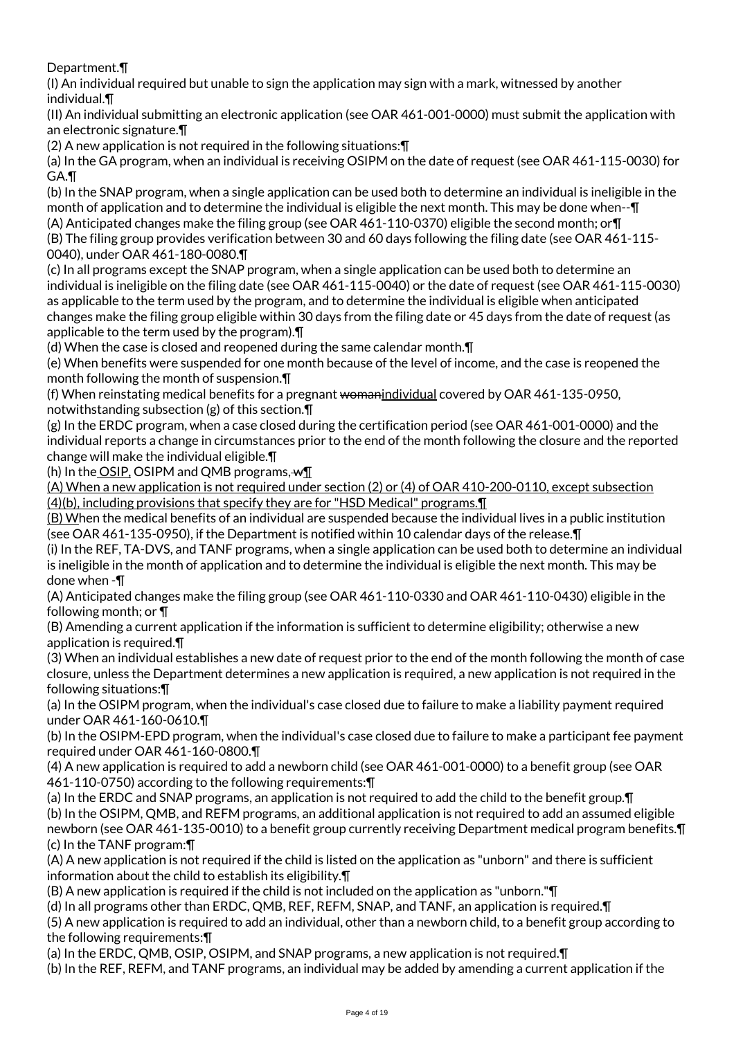Department.¶

(I) An individual required but unable to sign the application may sign with a mark, witnessed by another individual.¶

(II) An individual submitting an electronic application (see OAR 461-001-0000) must submit the application with an electronic signature.¶

(2) A new application is not required in the following situations:¶

(a) In the GA program, when an individual is receiving OSIPM on the date of request (see OAR 461-115-0030) for GA.¶

(b) In the SNAP program, when a single application can be used both to determine an individual is ineligible in the month of application and to determine the individual is eligible the next month. This may be done when--¶

(A) Anticipated changes make the filing group (see OAR 461-110-0370) eligible the second month; or¶

(B) The filing group provides verification between 30 and 60 days following the filing date (see OAR 461-115-0040), under OAR 461-180-0080.¶

(c) In all programs except the SNAP program, when a single application can be used both to determine an individual is ineligible on the filing date (see OAR 461-115-0040) or the date of request (see OAR 461-115-0030) as applicable to the term used by the program, and to determine the individual is eligible when anticipated changes make the filing group eligible within 30 days from the filing date or 45 days from the date of request (as applicable to the term used by the program).¶

(d) When the case is closed and reopened during the same calendar month.¶

(e) When benefits were suspended for one month because of the level of income, and the case is reopened the month following the month of suspension.¶

(f) When reinstating medical benefits for a pregnant ~~woman~~individual covered by OAR 461-135-0950, notwithstanding subsection (g) of this section.¶

(g) In the ERDC program, when a case closed during the certification period (see OAR 461-001-0000) and the individual reports a change in circumstances prior to the end of the month following the closure and the reported change will make the individual eligible.¶

(h) In the OSIP, OSIPM and QMB programs, ~~w~~¶

(A) When a new application is not required under section (2) or (4) of OAR 410-200-0110, except subsection (4)(b), including provisions that specify they are for "HSD Medical" programs.¶

(B) When the medical benefits of an individual are suspended because the individual lives in a public institution (see OAR 461-135-0950), if the Department is notified within 10 calendar days of the release.¶

(i) In the REF, TA-DVS, and TANF programs, when a single application can be used both to determine an individual is ineligible in the month of application and to determine the individual is eligible the next month. This may be done when -¶

(A) Anticipated changes make the filing group (see OAR 461-110-0330 and OAR 461-110-0430) eligible in the following month; or ¶

(B) Amending a current application if the information is sufficient to determine eligibility; otherwise a new application is required.¶

(3) When an individual establishes a new date of request prior to the end of the month following the month of case closure, unless the Department determines a new application is required, a new application is not required in the following situations:¶

(a) In the OSIPM program, when the individual's case closed due to failure to make a liability payment required under OAR 461-160-0610.¶

(b) In the OSIPM-EPD program, when the individual's case closed due to failure to make a participant fee payment required under OAR 461-160-0800.¶

(4) A new application is required to add a newborn child (see OAR 461-001-0000) to a benefit group (see OAR 461-110-0750) according to the following requirements:¶

(a) In the ERDC and SNAP programs, an application is not required to add the child to the benefit group.¶

(b) In the OSIPM, QMB, and REFM programs, an additional application is not required to add an assumed eligible newborn (see OAR 461-135-0010) to a benefit group currently receiving Department medical program benefits.¶

(c) In the TANF program:¶

(A) A new application is not required if the child is listed on the application as "unborn" and there is sufficient information about the child to establish its eligibility.¶

(B) A new application is required if the child is not included on the application as "unborn."¶

(d) In all programs other than ERDC, QMB, REF, REFM, SNAP, and TANF, an application is required.¶

(5) A new application is required to add an individual, other than a newborn child, to a benefit group according to the following requirements:¶

(a) In the ERDC, QMB, OSIP, OSIPM, and SNAP programs, a new application is not required.¶

(b) In the REF, REFM, and TANF programs, an individual may be added by amending a current application if the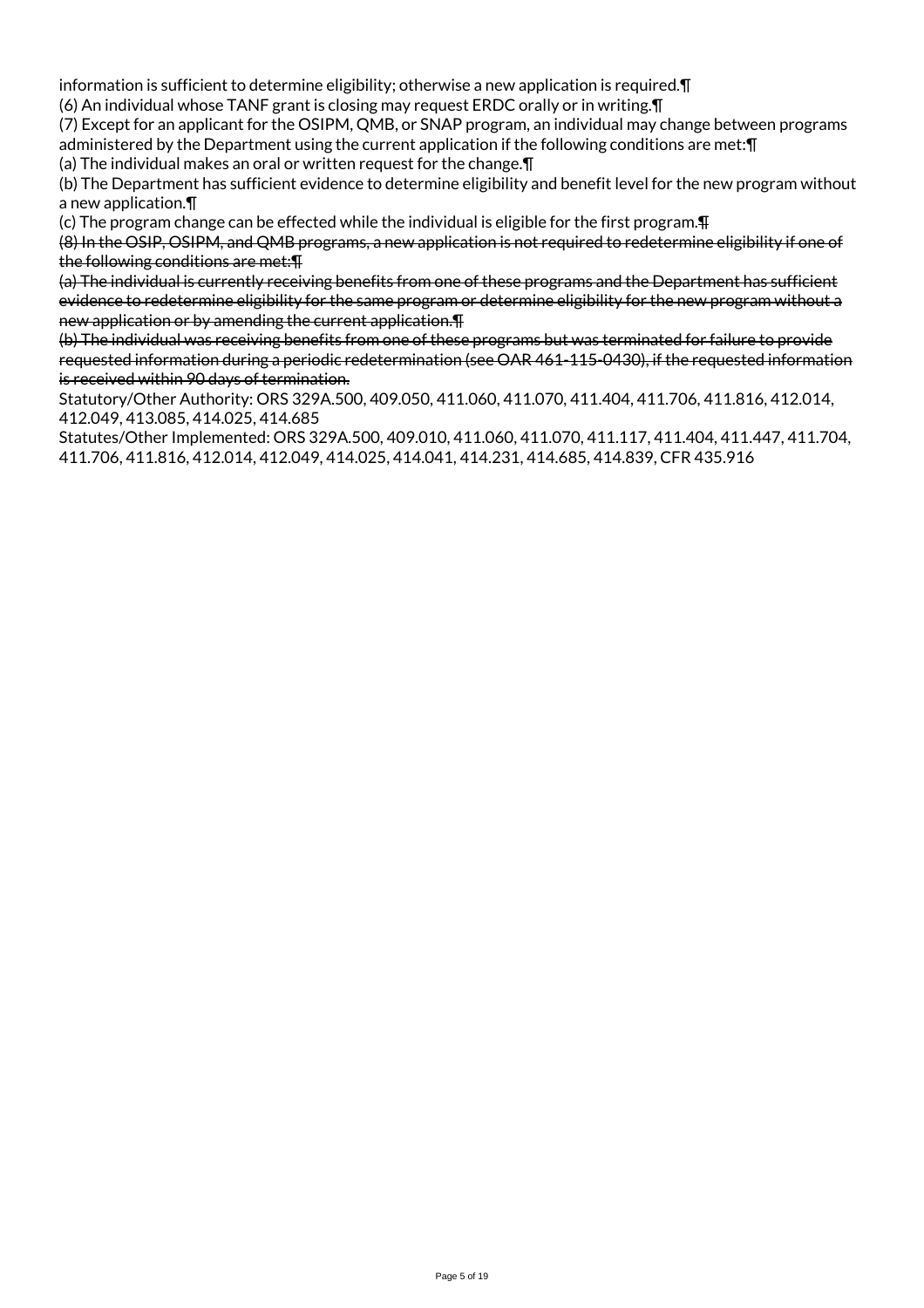information is sufficient to determine eligibility; otherwise a new application is required.¶
(6) An individual whose TANF grant is closing may request ERDC orally or in writing.¶
(7) Except for an applicant for the OSIPM, QMB, or SNAP program, an individual may change between programs administered by the Department using the current application if the following conditions are met:¶
(a) The individual makes an oral or written request for the change.¶
(b) The Department has sufficient evidence to determine eligibility and benefit level for the new program without a new application.¶
(c) The program change can be effected while the individual is eligible for the first program.~~¶~~
~~(8) In the OSIP, OSIPM, and QMB programs, a new application is not required to redetermine eligibility if one of the following conditions are met:¶~~
~~(a) The individual is currently receiving benefits from one of these programs and the Department has sufficient evidence to redetermine eligibility for the same program or determine eligibility for the new program without a new application or by amending the current application.¶~~
~~(b) The individual was receiving benefits from one of these programs but was terminated for failure to provide requested information during a periodic redetermination (see OAR 461-115-0430), if the requested information is received within 90 days of termination.~~
Statutory/Other Authority: ORS 329A.500, 409.050, 411.060, 411.070, 411.404, 411.706, 411.816, 412.014, 412.049, 413.085, 414.025, 414.685
Statutes/Other Implemented: ORS 329A.500, 409.010, 411.060, 411.070, 411.117, 411.404, 411.447, 411.704, 411.706, 411.816, 412.014, 412.049, 414.025, 414.041, 414.231, 414.685, 414.839, CFR 435.916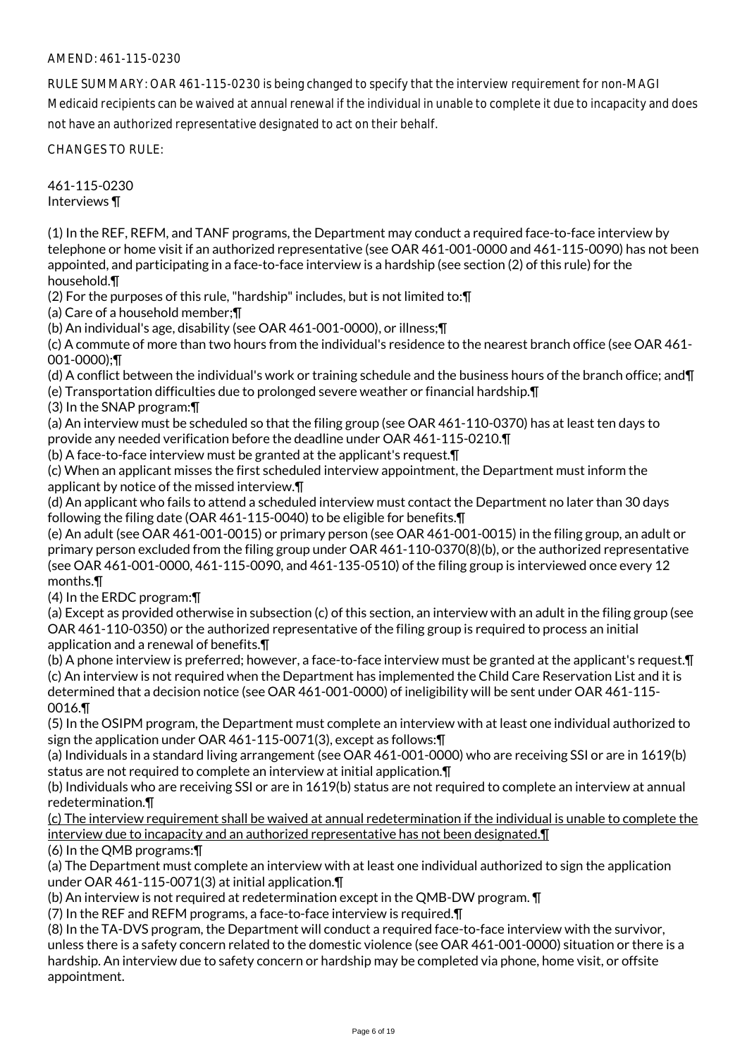AMEND: 461-115-0230

RULE SUMMARY: OAR 461-115-0230 is being changed to specify that the interview requirement for non-MAGI Medicaid recipients can be waived at annual renewal if the individual in unable to complete it due to incapacity and does not have an authorized representative designated to act on their behalf.

CHANGES TO RULE:

461-115-0230
Interviews ¶

(1) In the REF, REFM, and TANF programs, the Department may conduct a required face-to-face interview by telephone or home visit if an authorized representative (see OAR 461-001-0000 and 461-115-0090) has not been appointed, and participating in a face-to-face interview is a hardship (see section (2) of this rule) for the household.¶
(2) For the purposes of this rule, "hardship" includes, but is not limited to:¶
(a) Care of a household member;¶
(b) An individual's age, disability (see OAR 461-001-0000), or illness;¶
(c) A commute of more than two hours from the individual's residence to the nearest branch office (see OAR 461-001-0000);¶
(d) A conflict between the individual's work or training schedule and the business hours of the branch office; and¶
(e) Transportation difficulties due to prolonged severe weather or financial hardship.¶
(3) In the SNAP program:¶
(a) An interview must be scheduled so that the filing group (see OAR 461-110-0370) has at least ten days to provide any needed verification before the deadline under OAR 461-115-0210.¶
(b) A face-to-face interview must be granted at the applicant's request.¶
(c) When an applicant misses the first scheduled interview appointment, the Department must inform the applicant by notice of the missed interview.¶
(d) An applicant who fails to attend a scheduled interview must contact the Department no later than 30 days following the filing date (OAR 461-115-0040) to be eligible for benefits.¶
(e) An adult (see OAR 461-001-0015) or primary person (see OAR 461-001-0015) in the filing group, an adult or primary person excluded from the filing group under OAR 461-110-0370(8)(b), or the authorized representative (see OAR 461-001-0000, 461-115-0090, and 461-135-0510) of the filing group is interviewed once every 12 months.¶
(4) In the ERDC program:¶
(a) Except as provided otherwise in subsection (c) of this section, an interview with an adult in the filing group (see OAR 461-110-0350) or the authorized representative of the filing group is required to process an initial application and a renewal of benefits.¶
(b) A phone interview is preferred; however, a face-to-face interview must be granted at the applicant's request.¶
(c) An interview is not required when the Department has implemented the Child Care Reservation List and it is determined that a decision notice (see OAR 461-001-0000) of ineligibility will be sent under OAR 461-115-0016.¶
(5) In the OSIPM program, the Department must complete an interview with at least one individual authorized to sign the application under OAR 461-115-0071(3), except as follows:¶
(a) Individuals in a standard living arrangement (see OAR 461-001-0000) who are receiving SSI or are in 1619(b) status are not required to complete an interview at initial application.¶
(b) Individuals who are receiving SSI or are in 1619(b) status are not required to complete an interview at annual redetermination.¶
<u>(c) The interview requirement shall be waived at annual redetermination if the individual is unable to complete the interview due to incapacity and an authorized representative has not been designated.¶</u>
(6) In the QMB programs:¶
(a) The Department must complete an interview with at least one individual authorized to sign the application under OAR 461-115-0071(3) at initial application.¶
(b) An interview is not required at redetermination except in the QMB-DW program. ¶
(7) In the REF and REFM programs, a face-to-face interview is required.¶
(8) In the TA-DVS program, the Department will conduct a required face-to-face interview with the survivor, unless there is a safety concern related to the domestic violence (see OAR 461-001-0000) situation or there is a hardship. An interview due to safety concern or hardship may be completed via phone, home visit, or offsite appointment.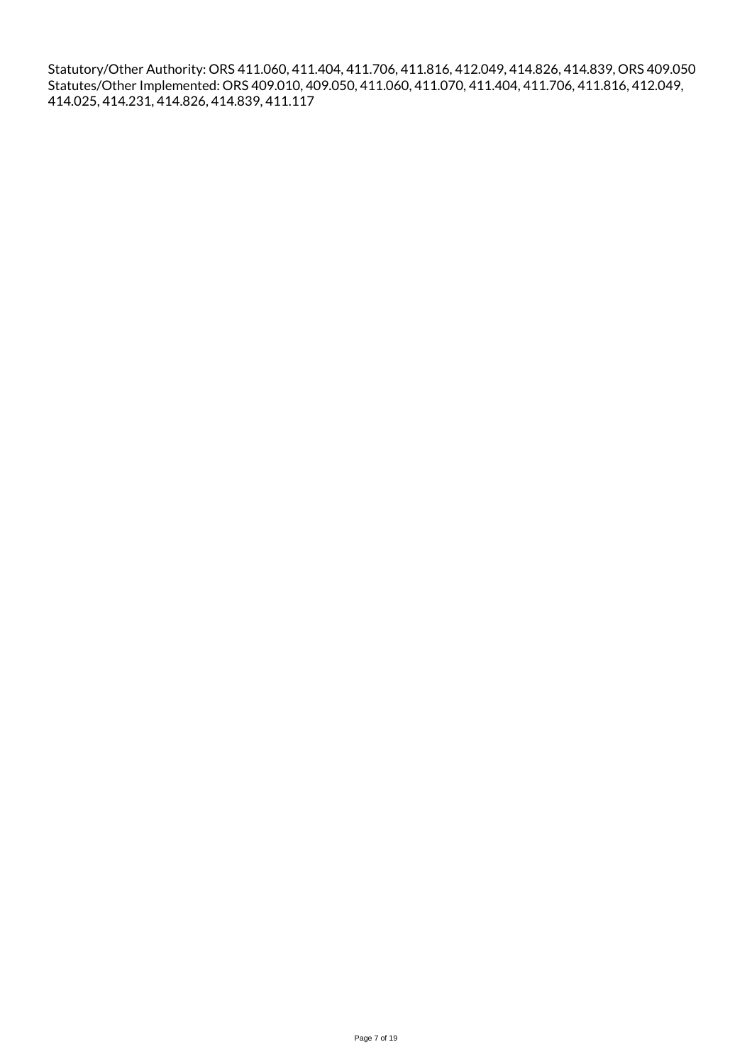Statutory/Other Authority: ORS 411.060, 411.404, 411.706, 411.816, 412.049, 414.826, 414.839, ORS 409.050
Statutes/Other Implemented: ORS 409.010, 409.050, 411.060, 411.070, 411.404, 411.706, 411.816, 412.049, 414.025, 414.231, 414.826, 414.839, 411.117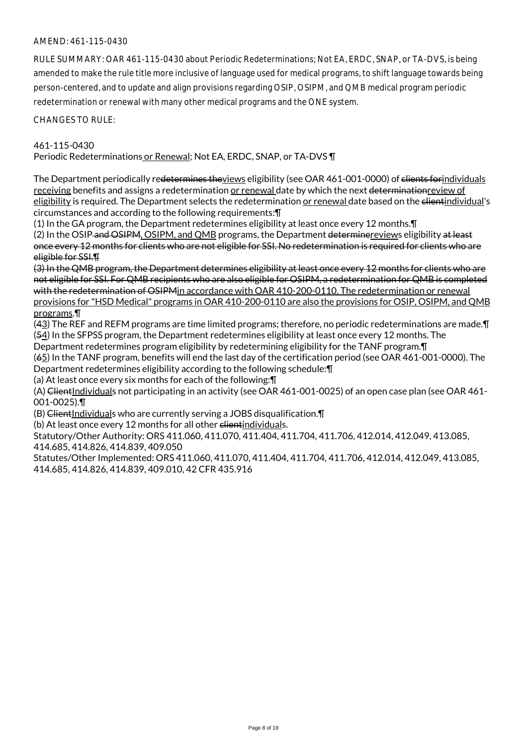AMEND: 461-115-0430

RULE SUMMARY: OAR 461-115-0430 about Periodic Redeterminations; Not EA, ERDC, SNAP, or TA-DVS, is being amended to make the rule title more inclusive of language used for medical programs, to shift language towards being person-centered, and to update and align provisions regarding OSIP, OSIPM, and QMB medical program periodic redetermination or renewal with many other medical programs and the ONE system.

CHANGES TO RULE:

461-115-0430

Periodic Redeterminations ~~~~or Renewal; Not EA, ERDC, SNAP, or TA-DVS ¶

The Department periodically re~~determines the~~views eligibility (see OAR 461-001-0000) of ~~clients for~~individuals receiving benefits and assigns a redetermination or renewal date by which the next ~~determination~~review of eligibility is required. The Department selects the redetermination or renewal date based on the ~~client~~individual's circumstances and according to the following requirements:¶

(1) In the GA program, the Department redetermines eligibility at least once every 12 months.¶

(2) In the OSIP~~ and OSIPM~~, OSIPM, and QMB programs, the Department ~~determine~~reviews eligibility ~~at least once every 12 months for clients who are not eligible for SSI. No redetermination is required for clients who are eligible for SSI.¶~~

~~(3) In the QMB program, the Department determines eligibility at least once every 12 months for clients who are not eligible for SSI. For QMB recipients who are also eligible for OSIPM, a redetermination for QMB is completed with the redetermination of OSIPM~~in accordance with OAR 410-200-0110. The redetermination or renewal provisions for "HSD Medical" programs in OAR 410-200-0110 are also the provisions for OSIP, OSIPM, and QMB programs.¶

(~~4~~3) The REF and REFM programs are time limited programs; therefore, no periodic redeterminations are made.¶

(~~5~~4) In the SFPSS program, the Department redetermines eligibility at least once every 12 months. The Department redetermines program eligibility by redetermining eligibility for the TANF program.¶

(~~6~~5) In the TANF program, benefits will end the last day of the certification period (see OAR 461-001-0000). The Department redetermines eligibility according to the following schedule:¶

(a) At least once every six months for each of the following:¶

(A) ~~Client~~Individuals not participating in an activity (see OAR 461-001-0025) of an open case plan (see OAR 461-001-0025).¶

(B) ~~Client~~Individuals who are currently serving a JOBS disqualification.¶

(b) At least once every 12 months for all other ~~client~~individuals.

Statutory/Other Authority: ORS 411.060, 411.070, 411.404, 411.704, 411.706, 412.014, 412.049, 413.085, 414.685, 414.826, 414.839, 409.050

Statutes/Other Implemented: ORS 411.060, 411.070, 411.404, 411.704, 411.706, 412.014, 412.049, 413.085, 414.685, 414.826, 414.839, 409.010, 42 CFR 435.916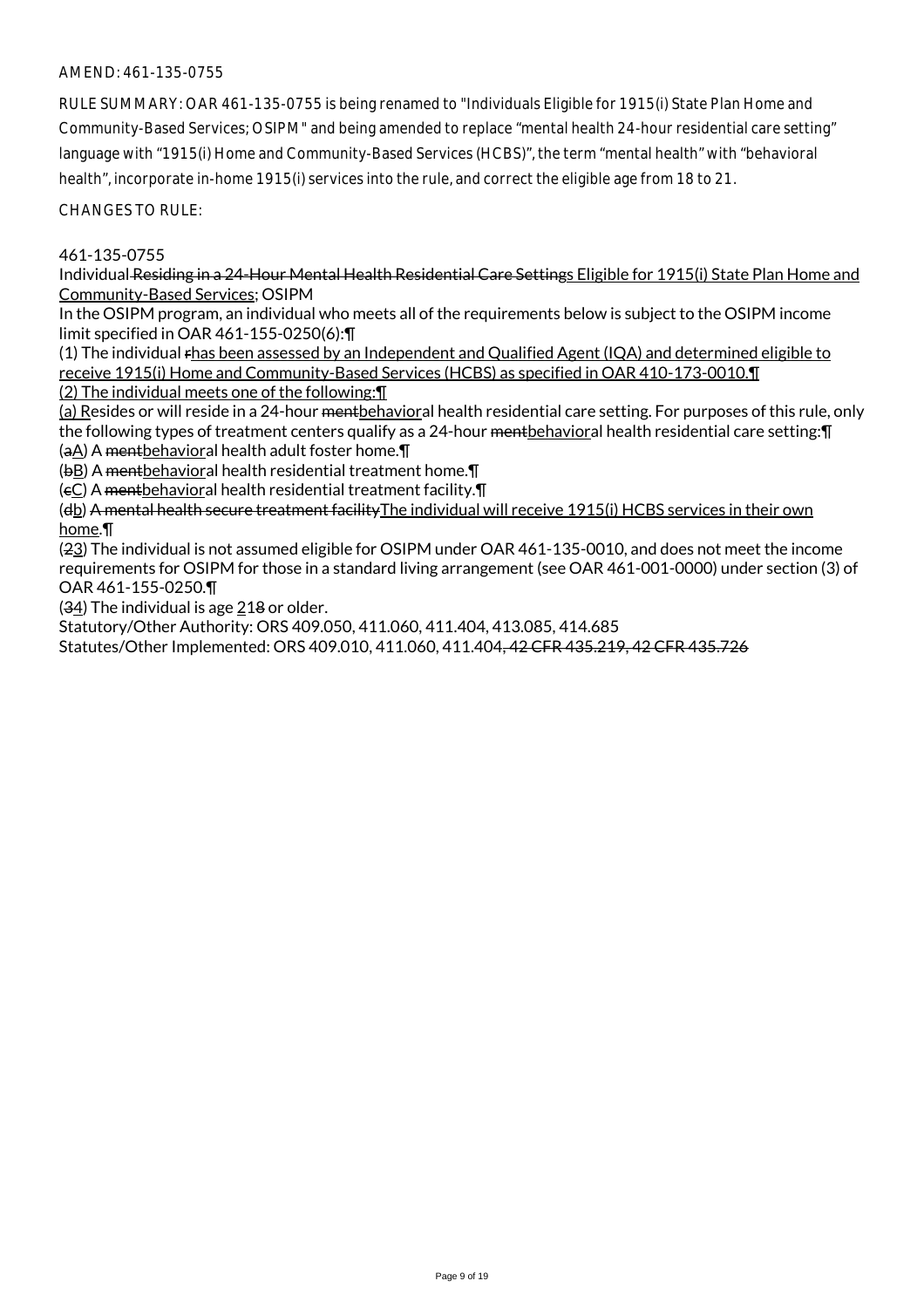AMEND: 461-135-0755

RULE SUMMARY: OAR 461-135-0755 is being renamed to "Individuals Eligible for 1915(i) State Plan Home and Community-Based Services; OSIPM" and being amended to replace "mental health 24-hour residential care setting" language with "1915(i) Home and Community-Based Services (HCBS)", the term "mental health" with "behavioral health", incorporate in-home 1915(i) services into the rule, and correct the eligible age from 18 to 21.

CHANGES TO RULE:

461-135-0755

Individual ~~Residing in a 24-Hour Mental Health Residential Care Setting~~s Eligible for 1915(i) State Plan Home and Community-Based Services; OSIPM

In the OSIPM program, an individual who meets all of the requirements below is subject to the OSIPM income limit specified in OAR 461-155-0250(6):¶

(1) The individual ~~r~~has been assessed by an Independent and Qualified Agent (IQA) and determined eligible to receive 1915(i) Home and Community-Based Services (HCBS) as specified in OAR 410-173-0010.¶

(2) The individual meets one of the following:¶

(a) Resides or will reside in a 24-hour ~~ment~~behavioral health residential care setting. For purposes of this rule, only the following types of treatment centers qualify as a 24-hour ~~ment~~behavioral health residential care setting:¶

(~~a~~A) A ~~ment~~behavioral health adult foster home.¶

(~~b~~B) A ~~ment~~behavioral health residential treatment home.¶

(~~c~~C) A ~~ment~~behavioral health residential treatment facility.¶

(~~d~~b) ~~A mental health secure treatment facility~~The individual will receive 1915(i) HCBS services in their own home.¶

(~~2~~3) The individual is not assumed eligible for OSIPM under OAR 461-135-0010, and does not meet the income requirements for OSIPM for those in a standard living arrangement (see OAR 461-001-0000) under section (3) of OAR 461-155-0250.¶

(~~3~~4) The individual is age 21~~8~~ or older.

Statutory/Other Authority: ORS 409.050, 411.060, 411.404, 413.085, 414.685

Statutes/Other Implemented: ORS 409.010, 411.060, 411.404~~, 42 CFR 435.219, 42 CFR 435.726~~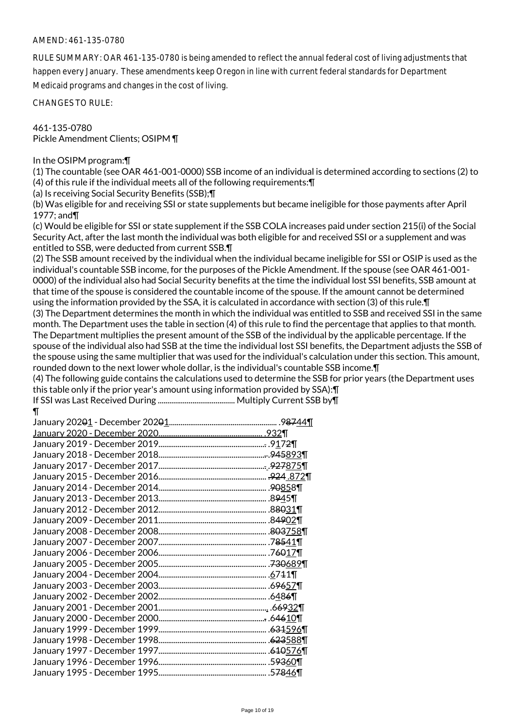AMEND: 461-135-0780

RULE SUMMARY: OAR 461-135-0780 is being amended to reflect the annual federal cost of living adjustments that happen every January. These amendments keep Oregon in line with current federal standards for Department Medicaid programs and changes in the cost of living.

CHANGES TO RULE:

461-135-0780
Pickle Amendment Clients; OSIPM ¶

In the OSIPM program:¶

(1) The countable (see OAR 461-001-0000) SSB income of an individual is determined according to sections (2) to (4) of this rule if the individual meets all of the following requirements:¶

(a) Is receiving Social Security Benefits (SSB);¶

(b) Was eligible for and receiving SSI or state supplements but became ineligible for those payments after April 1977; and¶

(c) Would be eligible for SSI or state supplement if the SSB COLA increases paid under section 215(i) of the Social Security Act, after the last month the individual was both eligible for and received SSI or a supplement and was entitled to SSB, were deducted from current SSB.¶

(2) The SSB amount received by the individual when the individual became ineligible for SSI or OSIP is used as the individual's countable SSB income, for the purposes of the Pickle Amendment. If the spouse (see OAR 461-001-0000) of the individual also had Social Security benefits at the time the individual lost SSI benefits, SSB amount at that time of the spouse is considered the countable income of the spouse. If the amount cannot be determined using the information provided by the SSA, it is calculated in accordance with section (3) of this rule.¶

(3) The Department determines the month in which the individual was entitled to SSB and received SSI in the same month. The Department uses the table in section (4) of this rule to find the percentage that applies to that month. The Department multiplies the present amount of the SSB of the individual by the applicable percentage. If the spouse of the individual also had SSB at the time the individual lost SSI benefits, the Department adjusts the SSB of the spouse using the same multiplier that was used for the individual's calculation under this section. This amount, rounded down to the next lower whole dollar, is the individual's countable SSB income.¶

(4) The following guide contains the calculations used to determine the SSB for prior years (the Department uses this table only if the prior year's amount using information provided by SSA):¶

| If SSI was Last Received During | Multiply Current SSB by¶ |
|---|---|
| January 202~~0~~<u>1</u> - December 202~~0~~<u>1</u> | .~~87~~<u>44</u>¶ |
| <u>January 2020 - December 2020</u> | <u>.932</u>¶ |
| January 2019 - December 2019 | .9<u>1</u>7~~2~~¶ |
| January 2018 - December 2018 | .~~945~~<u>893</u>¶ |
| January 2017 - December 2017 | .~~927~~<u>875</u>¶ |
| January 2015 - December 2016 | ~~.924~~ <u>.872</u>¶ |
| January 2014 - December 2014 | .~~90~~<u>858</u>¶ |
| January 2013 - December 2013 | .8~~9~~<u>4</u>5¶ |
| January 2012 - December 2012 | .8~~80~~<u>31</u>¶ |
| January 2009 - December 2011 | .8~~49~~<u>02</u>¶ |
| January 2008 - December 2008 | .~~803~~<u>758</u>¶ |
| January 2007 - December 2007 | .7~~85~~<u>41</u>¶ |
| January 2006 - December 2006 | .7~~60~~<u>17</u>¶ |
| January 2005 - December 2005 | .~~730~~<u>689</u>¶ |
| January 2004 - December 2004 | .<u>6</u>71~~1~~¶ |
| January 2003 - December 2003 | .6~~96~~<u>57</u>¶ |
| January 2002 - December 2002 | .6<u>4</u>8~~6~~¶ |
| January 2001 - December 2001 | .6~~69~~<u>32</u>¶ |
| January 2000 - December 2000 | .6~~46~~<u>10</u>¶ |
| January 1999 - December 1999 | .~~631~~<u>596</u>¶ |
| January 1998 - December 1998 | .~~623~~<u>588</u>¶ |
| January 1997 - December 1997 | .~~610~~<u>576</u>¶ |
| January 1996 - December 1996 | .5~~93~~<u>60</u>¶ |
| January 1995 - December 1995 | .5~~78~~<u>46</u>¶ |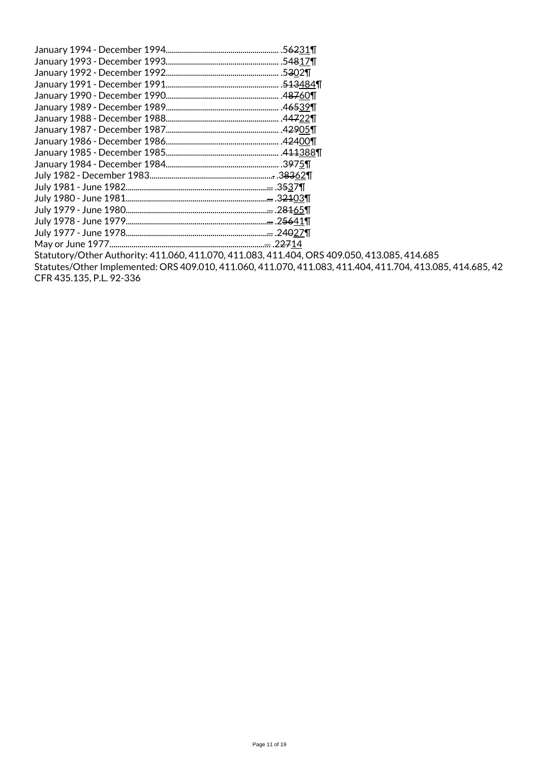January 1994 - December 1994......................................................... .5~~62~~31
January 1993 - December 1993......................................................... .54~~8~~17
January 1992 - December 1992......................................................... .5~~3~~02
January 1991 - December 1991......................................................... .~~513~~484
January 1990 - December 1990......................................................... .4~~87~~60
January 1989 - December 1989......................................................... .4~~65~~39
January 1988 - December 1988......................................................... .4~~47~~22
January 1987 - December 1987......................................................... .4~~29~~05
January 1986 - December 1986......................................................... .4~~24~~00
January 1985 - December 1985......................................................... .~~411~~388
January 1984 - December 1984......................................................... .3~~9~~75
July 1982 - December 1983.............................................................. .~~383~~62
July 1981 - June 1982....................................................................... .3~~5~~37
July 1980 - June 1981....................................................................... .3~~21~~03
July 1979 - June 1980....................................................................... .2~~81~~65
July 1978 - June 1979....................................................................... .2~~56~~41
July 1977 - June 1978....................................................................... .2~~40~~27
May or June 1977.............................................................................. .2~~27~~14

Statutory/Other Authority: 411.060, 411.070, 411.083, 411.404, ORS 409.050, 413.085, 414.685
Statutes/Other Implemented: ORS 409.010, 411.060, 411.070, 411.083, 411.404, 411.704, 413.085, 414.685, 42 CFR 435.135, P.L. 92-336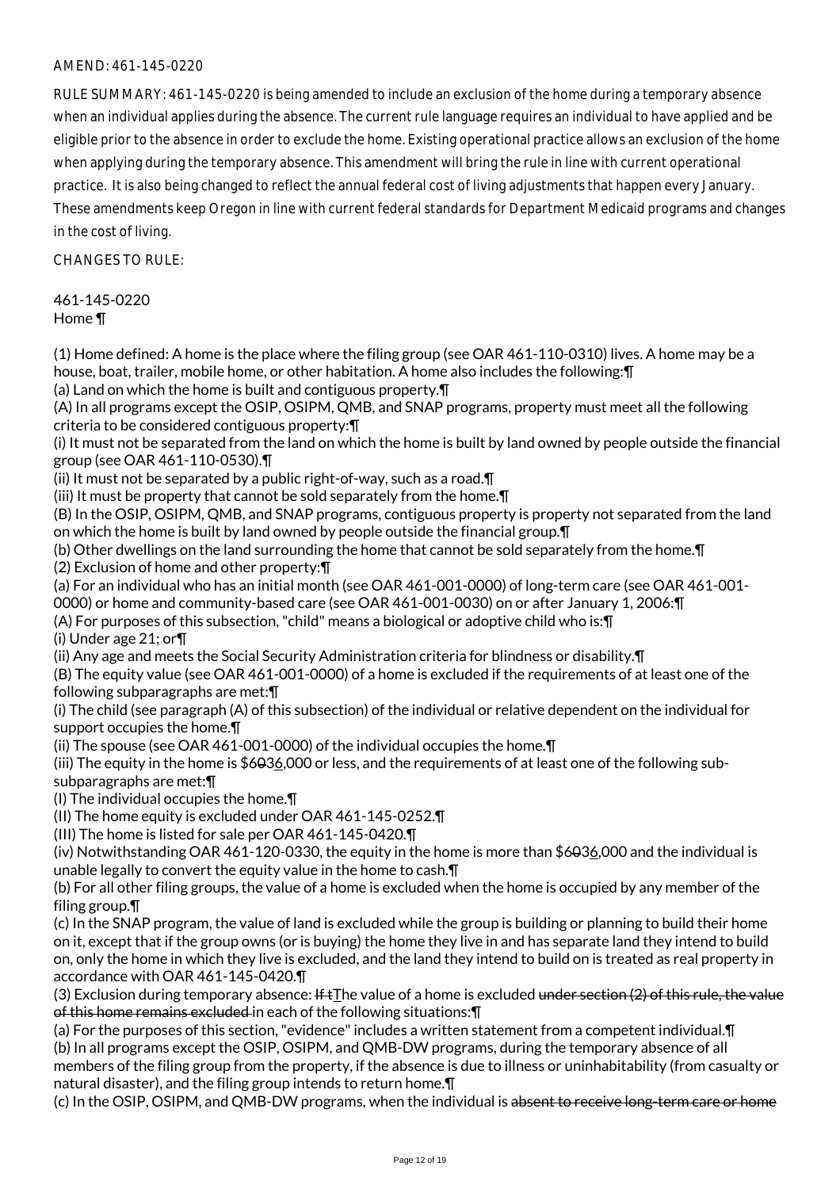AMEND: 461-145-0220

RULE SUMMARY: 461-145-0220 is being amended to include an exclusion of the home during a temporary absence when an individual applies during the absence. The current rule language requires an individual to have applied and be eligible prior to the absence in order to exclude the home. Existing operational practice allows an exclusion of the home when applying during the temporary absence. This amendment will bring the rule in line with current operational practice. It is also being changed to reflect the annual federal cost of living adjustments that happen every January. These amendments keep Oregon in line with current federal standards for Department Medicaid programs and changes in the cost of living.

CHANGES TO RULE:

461-145-0220
Home ¶

(1) Home defined: A home is the place where the filing group (see OAR 461-110-0310) lives. A home may be a house, boat, trailer, mobile home, or other habitation. A home also includes the following:¶
(a) Land on which the home is built and contiguous property.¶
(A) In all programs except the OSIP, OSIPM, QMB, and SNAP programs, property must meet all the following criteria to be considered contiguous property:¶
(i) It must not be separated from the land on which the home is built by land owned by people outside the financial group (see OAR 461-110-0530).¶
(ii) It must not be separated by a public right-of-way, such as a road.¶
(iii) It must be property that cannot be sold separately from the home.¶
(B) In the OSIP, OSIPM, QMB, and SNAP programs, contiguous property is property not separated from the land on which the home is built by land owned by people outside the financial group.¶
(b) Other dwellings on the land surrounding the home that cannot be sold separately from the home.¶
(2) Exclusion of home and other property:¶
(a) For an individual who has an initial month (see OAR 461-001-0000) of long-term care (see OAR 461-001-0000) or home and community-based care (see OAR 461-001-0030) on or after January 1, 2006:¶
(A) For purposes of this subsection, "child" means a biological or adoptive child who is:¶
(i) Under age 21; or¶
(ii) Any age and meets the Social Security Administration criteria for blindness or disability.¶
(B) The equity value (see OAR 461-001-0000) of a home is excluded if the requirements of at least one of the following subparagraphs are met:¶
(i) The child (see paragraph (A) of this subsection) of the individual or relative dependent on the individual for support occupies the home.¶
(ii) The spouse (see OAR 461-001-0000) of the individual occupies the home.¶
(iii) The equity in the home is ~~$603~~$636,000 or less, and the requirements of at least one of the following sub-subparagraphs are met:¶
(I) The individual occupies the home.¶
(II) The home equity is excluded under OAR 461-145-0252.¶
(III) The home is listed for sale per OAR 461-145-0420.¶
(iv) Notwithstanding OAR 461-120-0330, the equity in the home is more than ~~$603~~$636,000 and the individual is unable legally to convert the equity value in the home to cash.¶
(b) For all other filing groups, the value of a home is excluded when the home is occupied by any member of the filing group.¶
(c) In the SNAP program, the value of land is excluded while the group is building or planning to build their home on it, except that if the group owns (or is buying) the home they live in and has separate land they intend to build on, only the home in which they live is excluded, and the land they intend to build on is treated as real property in accordance with OAR 461-145-0420.¶
(3) Exclusion during temporary absence: ~~If t~~The value of a home is excluded ~~under section (2) of this rule, the value of this home remains excluded~~ in each of the following situations:¶
(a) For the purposes of this section, "evidence" includes a written statement from a competent individual.¶
(b) In all programs except the OSIP, OSIPM, and QMB-DW programs, during the temporary absence of all members of the filing group from the property, if the absence is due to illness or uninhabitability (from casualty or natural disaster), and the filing group intends to return home.¶
(c) In the OSIP, OSIPM, and QMB-DW programs, when the individual is ~~absent to receive long-term care or home~~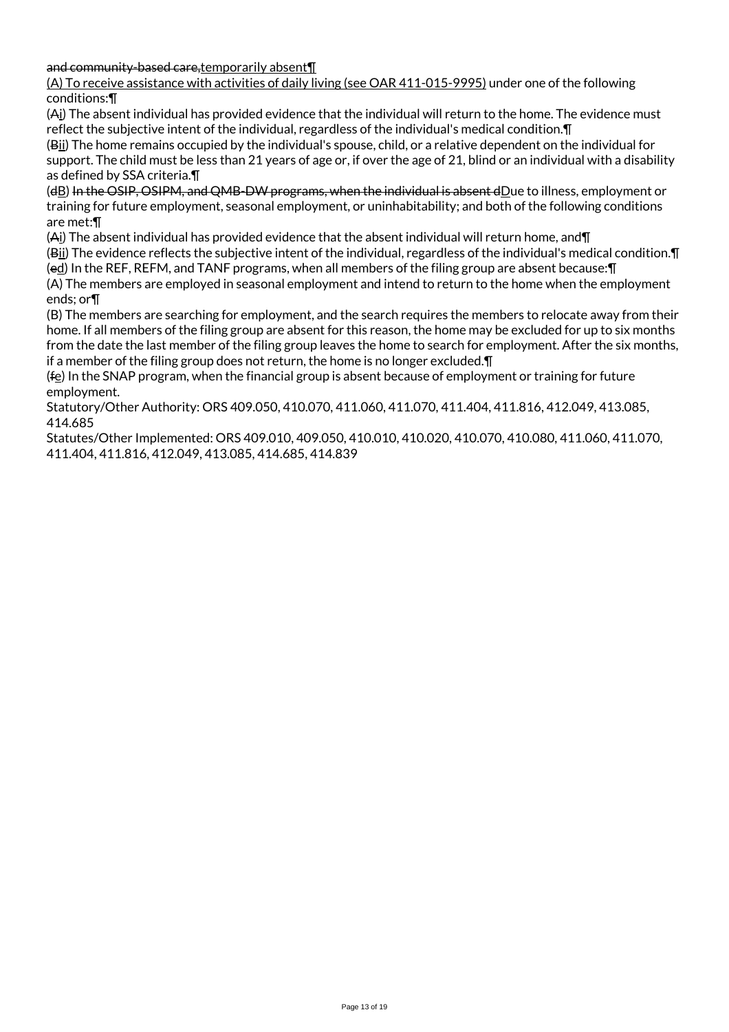~~and community-based care,~~<u>temporarily absent</u>¶

<u>(A) To receive assistance with activities of daily living (see OAR 411-015-9995)</u> under one of the following conditions:¶

(~~A~~<u>i</u>) The absent individual has provided evidence that the individual will return to the home. The evidence must reflect the subjective intent of the individual, regardless of the individual's medical condition.¶

(~~B~~<u>ii</u>) The home remains occupied by the individual's spouse, child, or a relative dependent on the individual for support. The child must be less than 21 years of age or, if over the age of 21, blind or an individual with a disability as defined by SSA criteria.¶

(~~d~~<u>B</u>) ~~In the OSIP, OSIPM, and QMB-DW programs, when the individual is absent d~~<u>D</u>ue to illness, employment or training for future employment, seasonal employment, or uninhabitability; and both of the following conditions are met:¶

(~~A~~<u>i</u>) The absent individual has provided evidence that the absent individual will return home, and¶

(~~B~~<u>ii</u>) The evidence reflects the subjective intent of the individual, regardless of the individual's medical condition.¶

(~~e~~<u>d</u>) In the REF, REFM, and TANF programs, when all members of the filing group are absent because:¶

(A) The members are employed in seasonal employment and intend to return to the home when the employment ends; or¶

(B) The members are searching for employment, and the search requires the members to relocate away from their home. If all members of the filing group are absent for this reason, the home may be excluded for up to six months from the date the last member of the filing group leaves the home to search for employment. After the six months, if a member of the filing group does not return, the home is no longer excluded.¶

(~~f~~<u>e</u>) In the SNAP program, when the financial group is absent because of employment or training for future employment.

Statutory/Other Authority: ORS 409.050, 410.070, 411.060, 411.070, 411.404, 411.816, 412.049, 413.085, 414.685

Statutes/Other Implemented: ORS 409.010, 409.050, 410.010, 410.020, 410.070, 410.080, 411.060, 411.070, 411.404, 411.816, 412.049, 413.085, 414.685, 414.839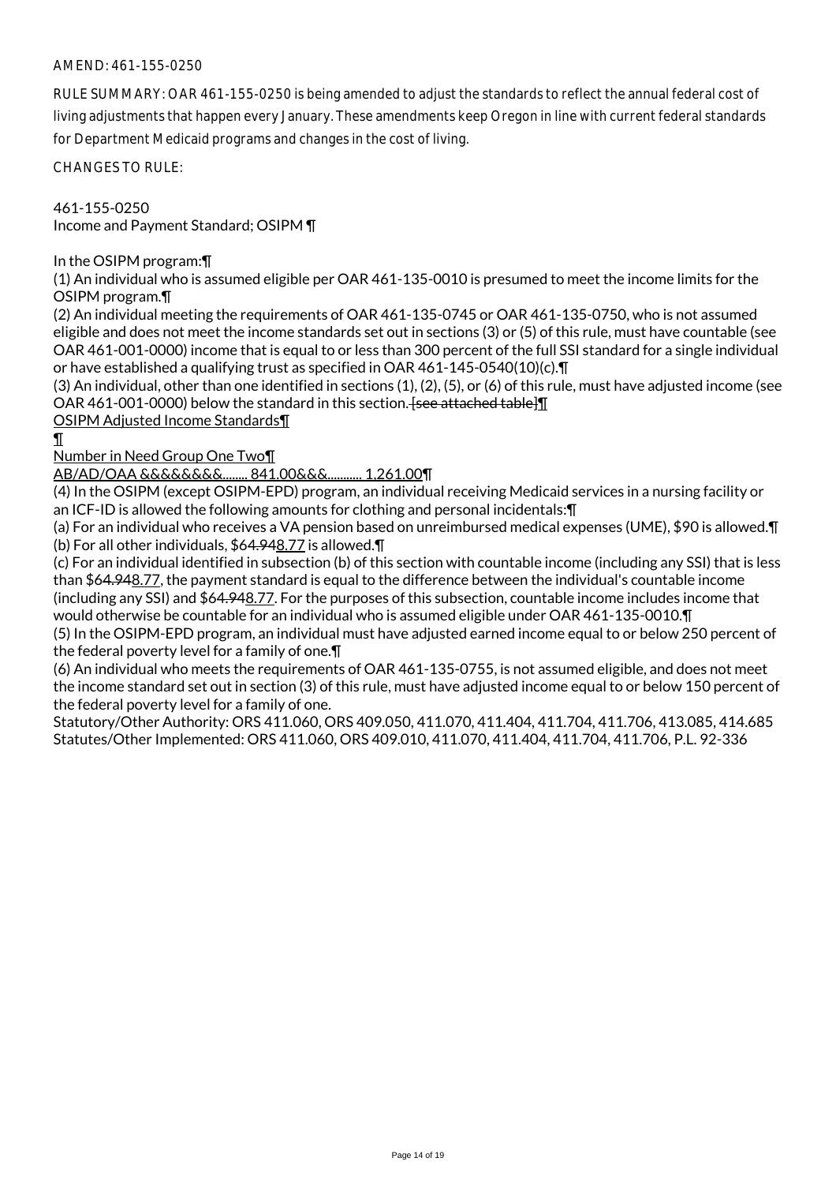AMEND: 461-155-0250

RULE SUMMARY: OAR 461-155-0250 is being amended to adjust the standards to reflect the annual federal cost of living adjustments that happen every January. These amendments keep Oregon in line with current federal standards for Department Medicaid programs and changes in the cost of living.

CHANGES TO RULE:

461-155-0250
Income and Payment Standard; OSIPM ¶

In the OSIPM program:¶
(1) An individual who is assumed eligible per OAR 461-135-0010 is presumed to meet the income limits for the OSIPM program.¶
(2) An individual meeting the requirements of OAR 461-135-0745 or OAR 461-135-0750, who is not assumed eligible and does not meet the income standards set out in sections (3) or (5) of this rule, must have countable (see OAR 461-001-0000) income that is equal to or less than 300 percent of the full SSI standard for a single individual or have established a qualifying trust as specified in OAR 461-145-0540(10)(c).¶
(3) An individual, other than one identified in sections (1), (2), (5), or (6) of this rule, must have adjusted income (see OAR 461-001-0000) below the standard in this section. ~~[see attached table]~~¶
OSIPM Adjusted Income Standards¶
¶
Number in Need Group One Two¶
AB/AD/OAA &&&&&&&&........ 841.00&&&........... 1,261.00¶
(4) In the OSIPM (except OSIPM-EPD) program, an individual receiving Medicaid services in a nursing facility or an ICF-ID is allowed the following amounts for clothing and personal incidentals:¶
(a) For an individual who receives a VA pension based on unreimbursed medical expenses (UME), $90 is allowed.¶
(b) For all other individuals, $6~~4.94~~8.77 is allowed.¶
(c) For an individual identified in subsection (b) of this section with countable income (including any SSI) that is less than $6~~4.94~~8.77, the payment standard is equal to the difference between the individual's countable income (including any SSI) and $6~~4.94~~8.77. For the purposes of this subsection, countable income includes income that would otherwise be countable for an individual who is assumed eligible under OAR 461-135-0010.¶
(5) In the OSIPM-EPD program, an individual must have adjusted earned income equal to or below 250 percent of the federal poverty level for a family of one.¶
(6) An individual who meets the requirements of OAR 461-135-0755, is not assumed eligible, and does not meet the income standard set out in section (3) of this rule, must have adjusted income equal to or below 150 percent of the federal poverty level for a family of one.
Statutory/Other Authority: ORS 411.060, ORS 409.050, 411.070, 411.404, 411.704, 411.706, 413.085, 414.685
Statutes/Other Implemented: ORS 411.060, ORS 409.010, 411.070, 411.404, 411.704, 411.706, P.L. 92-336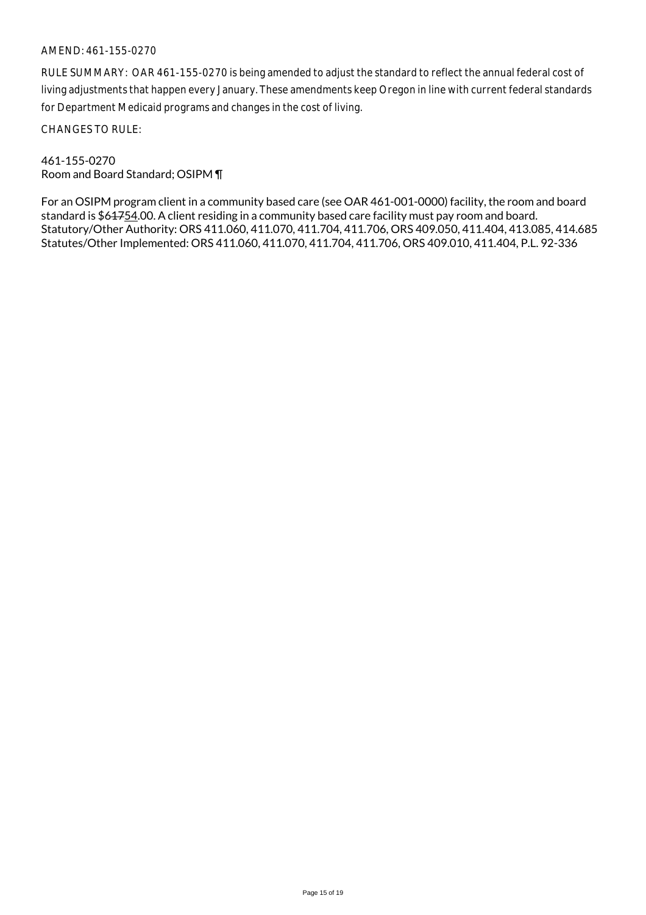AMEND: 461-155-0270

RULE SUMMARY: OAR 461-155-0270 is being amended to adjust the standard to reflect the annual federal cost of living adjustments that happen every January. These amendments keep Oregon in line with current federal standards for Department Medicaid programs and changes in the cost of living.

CHANGES TO RULE:

461-155-0270
Room and Board Standard; OSIPM ¶

For an OSIPM program client in a community based care (see OAR 461-001-0000) facility, the room and board standard is $6~~17~~<u>54</u>.00. A client residing in a community based care facility must pay room and board.
Statutory/Other Authority: ORS 411.060, 411.070, 411.704, 411.706, ORS 409.050, 411.404, 413.085, 414.685
Statutes/Other Implemented: ORS 411.060, 411.070, 411.704, 411.706, ORS 409.010, 411.404, P.L. 92-336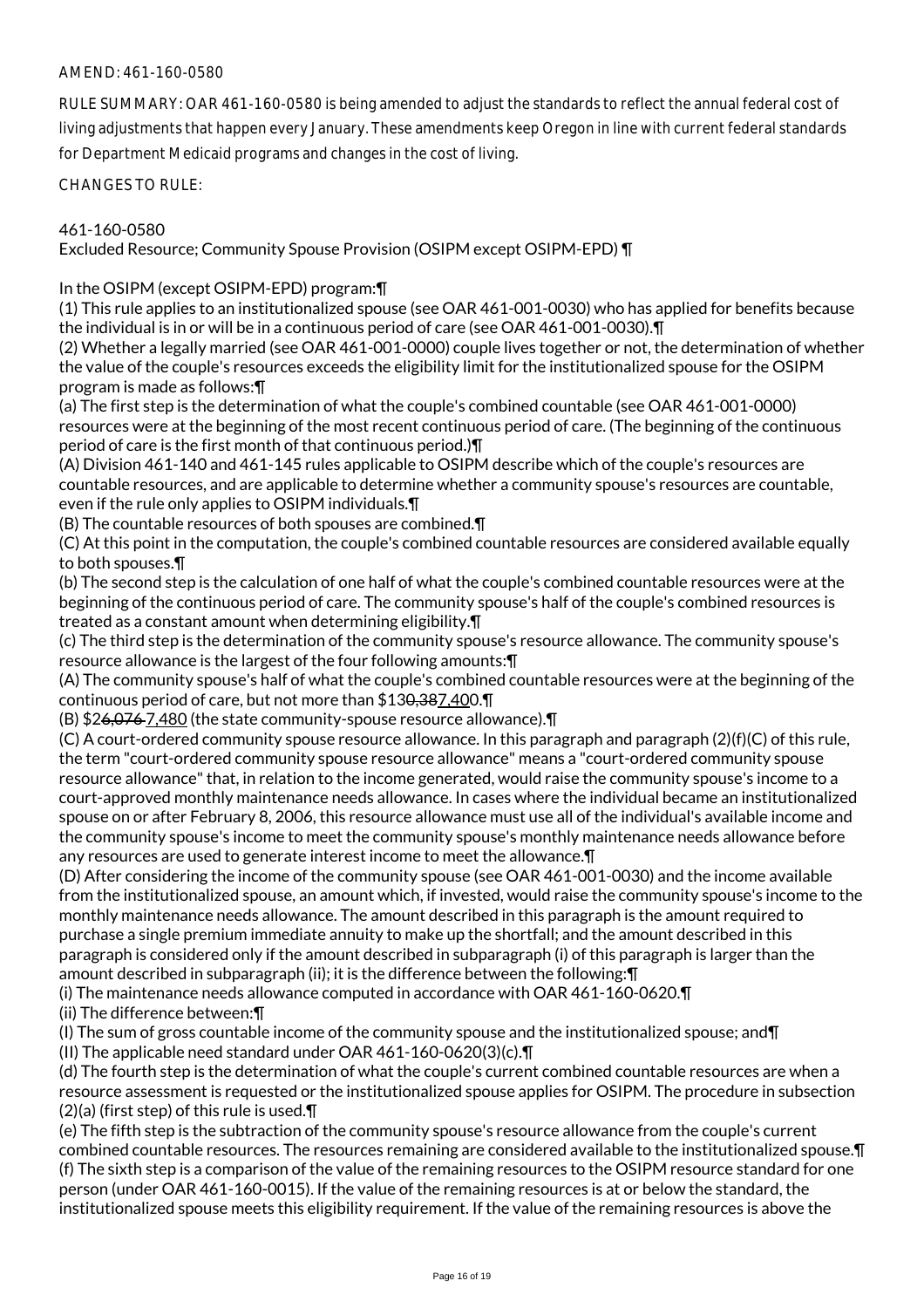AMEND: 461-160-0580

RULE SUMMARY: OAR 461-160-0580 is being amended to adjust the standards to reflect the annual federal cost of living adjustments that happen every January. These amendments keep Oregon in line with current federal standards for Department Medicaid programs and changes in the cost of living.

CHANGES TO RULE:

461-160-0580
Excluded Resource; Community Spouse Provision (OSIPM except OSIPM-EPD) ¶

In the OSIPM (except OSIPM-EPD) program:¶
(1) This rule applies to an institutionalized spouse (see OAR 461-001-0030) who has applied for benefits because the individual is in or will be in a continuous period of care (see OAR 461-001-0030).¶
(2) Whether a legally married (see OAR 461-001-0000) couple lives together or not, the determination of whether the value of the couple's resources exceeds the eligibility limit for the institutionalized spouse for the OSIPM program is made as follows:¶
(a) The first step is the determination of what the couple's combined countable (see OAR 461-001-0000) resources were at the beginning of the most recent continuous period of care. (The beginning of the continuous period of care is the first month of that continuous period.)¶
(A) Division 461-140 and 461-145 rules applicable to OSIPM describe which of the couple's resources are countable resources, and are applicable to determine whether a community spouse's resources are countable, even if the rule only applies to OSIPM individuals.¶
(B) The countable resources of both spouses are combined.¶
(C) At this point in the computation, the couple's combined countable resources are considered available equally to both spouses.¶
(b) The second step is the calculation of one half of what the couple's combined countable resources were at the beginning of the continuous period of care. The community spouse's half of the couple's combined resources is treated as a constant amount when determining eligibility.¶
(c) The third step is the determination of the community spouse's resource allowance. The community spouse's resource allowance is the largest of the four following amounts:¶
(A) The community spouse's half of what the couple's combined countable resources were at the beginning of the continuous period of care, but not more than $13~~0,38~~7,400.¶
(B) $2~~6,076~~ 7,480 (the state community-spouse resource allowance).¶
(C) A court-ordered community spouse resource allowance. In this paragraph and paragraph (2)(f)(C) of this rule, the term "court-ordered community spouse resource allowance" means a "court-ordered community spouse resource allowance" that, in relation to the income generated, would raise the community spouse's income to a court-approved monthly maintenance needs allowance. In cases where the individual became an institutionalized spouse on or after February 8, 2006, this resource allowance must use all of the individual's available income and the community spouse's income to meet the community spouse's monthly maintenance needs allowance before any resources are used to generate interest income to meet the allowance.¶
(D) After considering the income of the community spouse (see OAR 461-001-0030) and the income available from the institutionalized spouse, an amount which, if invested, would raise the community spouse's income to the monthly maintenance needs allowance. The amount described in this paragraph is the amount required to purchase a single premium immediate annuity to make up the shortfall; and the amount described in this paragraph is considered only if the amount described in subparagraph (i) of this paragraph is larger than the amount described in subparagraph (ii); it is the difference between the following:¶
(i) The maintenance needs allowance computed in accordance with OAR 461-160-0620.¶
(ii) The difference between:¶
(I) The sum of gross countable income of the community spouse and the institutionalized spouse; and¶
(II) The applicable need standard under OAR 461-160-0620(3)(c).¶
(d) The fourth step is the determination of what the couple's current combined countable resources are when a resource assessment is requested or the institutionalized spouse applies for OSIPM. The procedure in subsection (2)(a) (first step) of this rule is used.¶
(e) The fifth step is the subtraction of the community spouse's resource allowance from the couple's current combined countable resources. The resources remaining are considered available to the institutionalized spouse.¶
(f) The sixth step is a comparison of the value of the remaining resources to the OSIPM resource standard for one person (under OAR 461-160-0015). If the value of the remaining resources is at or below the standard, the institutionalized spouse meets this eligibility requirement. If the value of the remaining resources is above the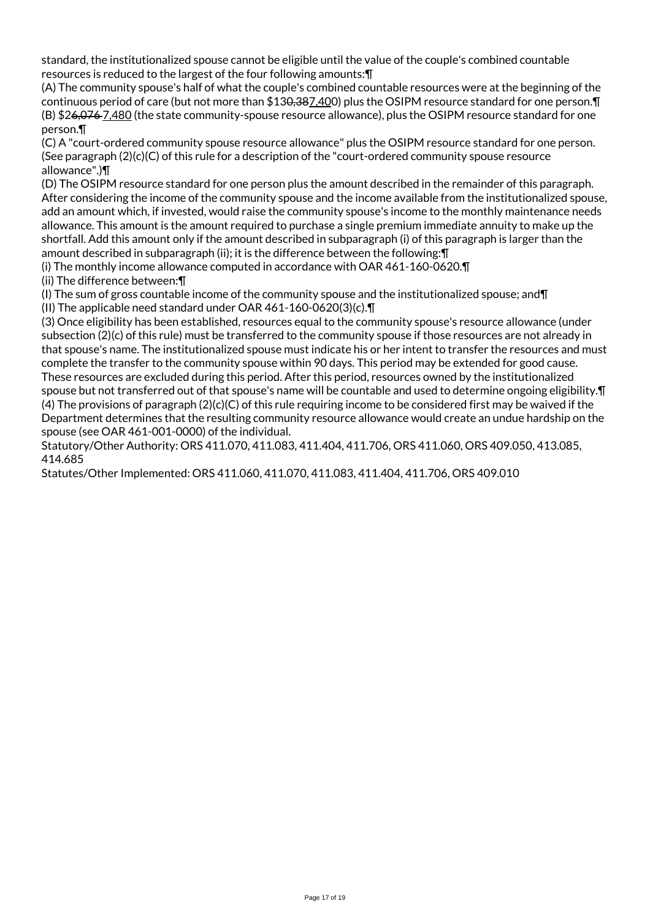standard, the institutionalized spouse cannot be eligible until the value of the couple's combined countable resources is reduced to the largest of the four following amounts:¶
(A) The community spouse's half of what the couple's combined countable resources were at the beginning of the continuous period of care (but not more than $13~~0,38~~7,400) plus the OSIPM resource standard for one person.¶
(B) $2~~6,076~~ 7,480 (the state community-spouse resource allowance), plus the OSIPM resource standard for one person.¶
(C) A "court-ordered community spouse resource allowance" plus the OSIPM resource standard for one person. (See paragraph (2)(c)(C) of this rule for a description of the "court-ordered community spouse resource allowance".)¶
(D) The OSIPM resource standard for one person plus the amount described in the remainder of this paragraph. After considering the income of the community spouse and the income available from the institutionalized spouse, add an amount which, if invested, would raise the community spouse's income to the monthly maintenance needs allowance. This amount is the amount required to purchase a single premium immediate annuity to make up the shortfall. Add this amount only if the amount described in subparagraph (i) of this paragraph is larger than the amount described in subparagraph (ii); it is the difference between the following:¶
(i) The monthly income allowance computed in accordance with OAR 461-160-0620.¶
(ii) The difference between:¶
(I) The sum of gross countable income of the community spouse and the institutionalized spouse; and¶
(II) The applicable need standard under OAR 461-160-0620(3)(c).¶
(3) Once eligibility has been established, resources equal to the community spouse's resource allowance (under subsection (2)(c) of this rule) must be transferred to the community spouse if those resources are not already in that spouse's name. The institutionalized spouse must indicate his or her intent to transfer the resources and must complete the transfer to the community spouse within 90 days. This period may be extended for good cause. These resources are excluded during this period. After this period, resources owned by the institutionalized spouse but not transferred out of that spouse's name will be countable and used to determine ongoing eligibility.¶
(4) The provisions of paragraph (2)(c)(C) of this rule requiring income to be considered first may be waived if the Department determines that the resulting community resource allowance would create an undue hardship on the spouse (see OAR 461-001-0000) of the individual.
Statutory/Other Authority: ORS 411.070, 411.083, 411.404, 411.706, ORS 411.060, ORS 409.050, 413.085, 414.685
Statutes/Other Implemented: ORS 411.060, 411.070, 411.083, 411.404, 411.706, ORS 409.010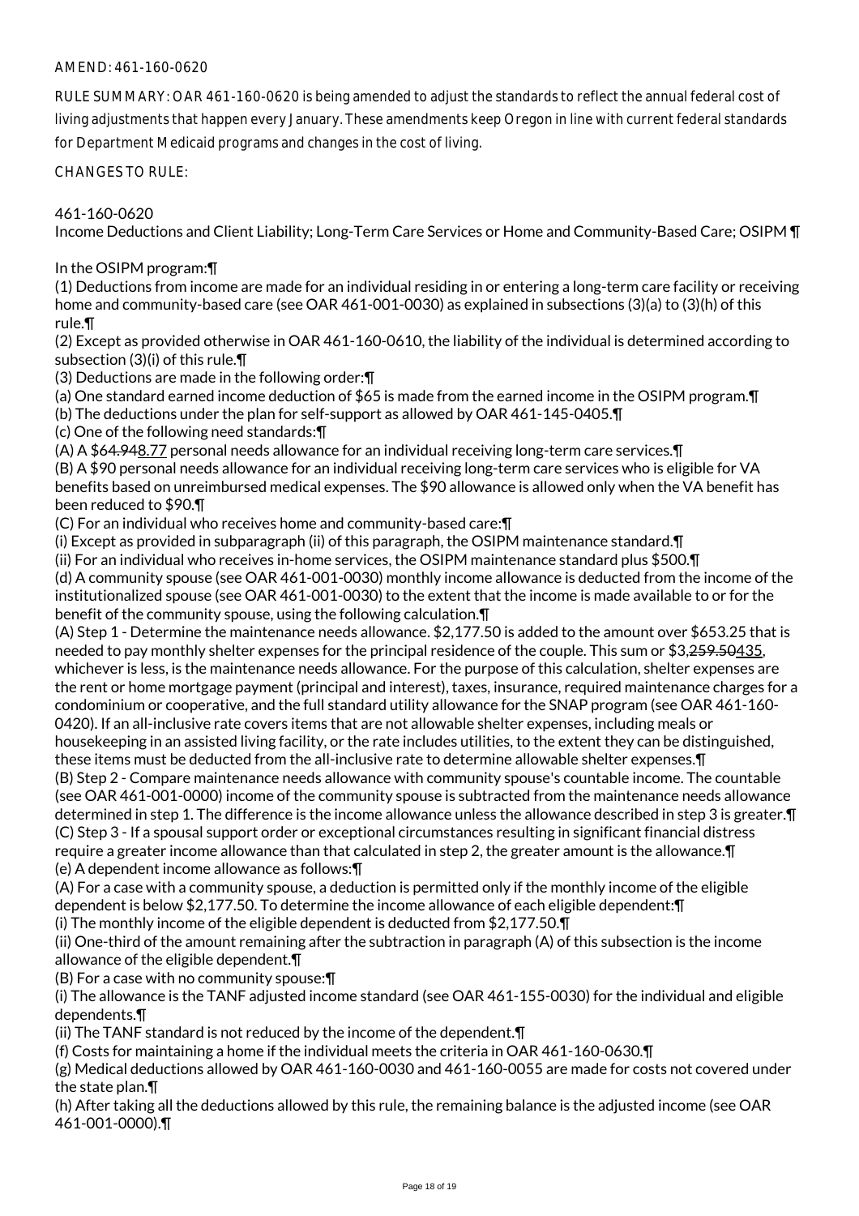AMEND: 461-160-0620

RULE SUMMARY: OAR 461-160-0620 is being amended to adjust the standards to reflect the annual federal cost of living adjustments that happen every January. These amendments keep Oregon in line with current federal standards for Department Medicaid programs and changes in the cost of living.

CHANGES TO RULE:

461-160-0620
Income Deductions and Client Liability; Long-Term Care Services or Home and Community-Based Care; OSIPM ¶

In the OSIPM program:¶
(1) Deductions from income are made for an individual residing in or entering a long-term care facility or receiving home and community-based care (see OAR 461-001-0030) as explained in subsections (3)(a) to (3)(h) of this rule.¶
(2) Except as provided otherwise in OAR 461-160-0610, the liability of the individual is determined according to subsection (3)(i) of this rule.¶
(3) Deductions are made in the following order:¶
(a) One standard earned income deduction of $65 is made from the earned income in the OSIPM program.¶
(b) The deductions under the plan for self-support as allowed by OAR 461-145-0405.¶
(c) One of the following need standards:¶
(A) A $64.948.77 personal needs allowance for an individual receiving long-term care services.¶
(B) A $90 personal needs allowance for an individual receiving long-term care services who is eligible for VA benefits based on unreimbursed medical expenses. The $90 allowance is allowed only when the VA benefit has been reduced to $90.¶
(C) For an individual who receives home and community-based care:¶
(i) Except as provided in subparagraph (ii) of this paragraph, the OSIPM maintenance standard.¶
(ii) For an individual who receives in-home services, the OSIPM maintenance standard plus $500.¶
(d) A community spouse (see OAR 461-001-0030) monthly income allowance is deducted from the income of the institutionalized spouse (see OAR 461-001-0030) to the extent that the income is made available to or for the benefit of the community spouse, using the following calculation.¶
(A) Step 1 - Determine the maintenance needs allowance. $2,177.50 is added to the amount over $653.25 that is needed to pay monthly shelter expenses for the principal residence of the couple. This sum or $3,259.50435, whichever is less, is the maintenance needs allowance. For the purpose of this calculation, shelter expenses are the rent or home mortgage payment (principal and interest), taxes, insurance, required maintenance charges for a condominium or cooperative, and the full standard utility allowance for the SNAP program (see OAR 461-160-0420). If an all-inclusive rate covers items that are not allowable shelter expenses, including meals or housekeeping in an assisted living facility, or the rate includes utilities, to the extent they can be distinguished, these items must be deducted from the all-inclusive rate to determine allowable shelter expenses.¶
(B) Step 2 - Compare maintenance needs allowance with community spouse's countable income. The countable (see OAR 461-001-0000) income of the community spouse is subtracted from the maintenance needs allowance determined in step 1. The difference is the income allowance unless the allowance described in step 3 is greater.¶
(C) Step 3 - If a spousal support order or exceptional circumstances resulting in significant financial distress require a greater income allowance than that calculated in step 2, the greater amount is the allowance.¶
(e) A dependent income allowance as follows:¶
(A) For a case with a community spouse, a deduction is permitted only if the monthly income of the eligible dependent is below $2,177.50. To determine the income allowance of each eligible dependent:¶
(i) The monthly income of the eligible dependent is deducted from $2,177.50.¶
(ii) One-third of the amount remaining after the subtraction in paragraph (A) of this subsection is the income allowance of the eligible dependent.¶
(B) For a case with no community spouse:¶
(i) The allowance is the TANF adjusted income standard (see OAR 461-155-0030) for the individual and eligible dependents.¶
(ii) The TANF standard is not reduced by the income of the dependent.¶
(f) Costs for maintaining a home if the individual meets the criteria in OAR 461-160-0630.¶
(g) Medical deductions allowed by OAR 461-160-0030 and 461-160-0055 are made for costs not covered under the state plan.¶
(h) After taking all the deductions allowed by this rule, the remaining balance is the adjusted income (see OAR 461-001-0000).¶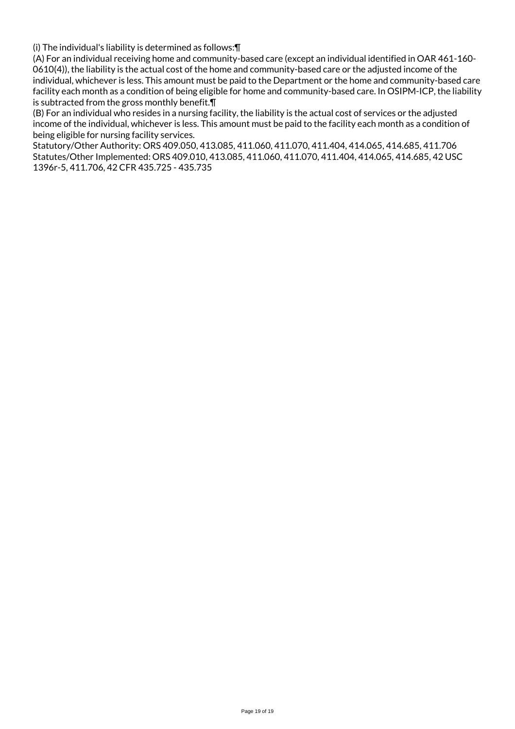(i) The individual's liability is determined as follows:¶
(A) For an individual receiving home and community-based care (except an individual identified in OAR 461-160-0610(4)), the liability is the actual cost of the home and community-based care or the adjusted income of the individual, whichever is less. This amount must be paid to the Department or the home and community-based care facility each month as a condition of being eligible for home and community-based care. In OSIPM-ICP, the liability is subtracted from the gross monthly benefit.¶
(B) For an individual who resides in a nursing facility, the liability is the actual cost of services or the adjusted income of the individual, whichever is less. This amount must be paid to the facility each month as a condition of being eligible for nursing facility services.

Statutory/Other Authority: ORS 409.050, 413.085, 411.060, 411.070, 411.404, 414.065, 414.685, 411.706
Statutes/Other Implemented: ORS 409.010, 413.085, 411.060, 411.070, 411.404, 414.065, 414.685, 42 USC 1396r-5, 411.706, 42 CFR 435.725 - 435.735